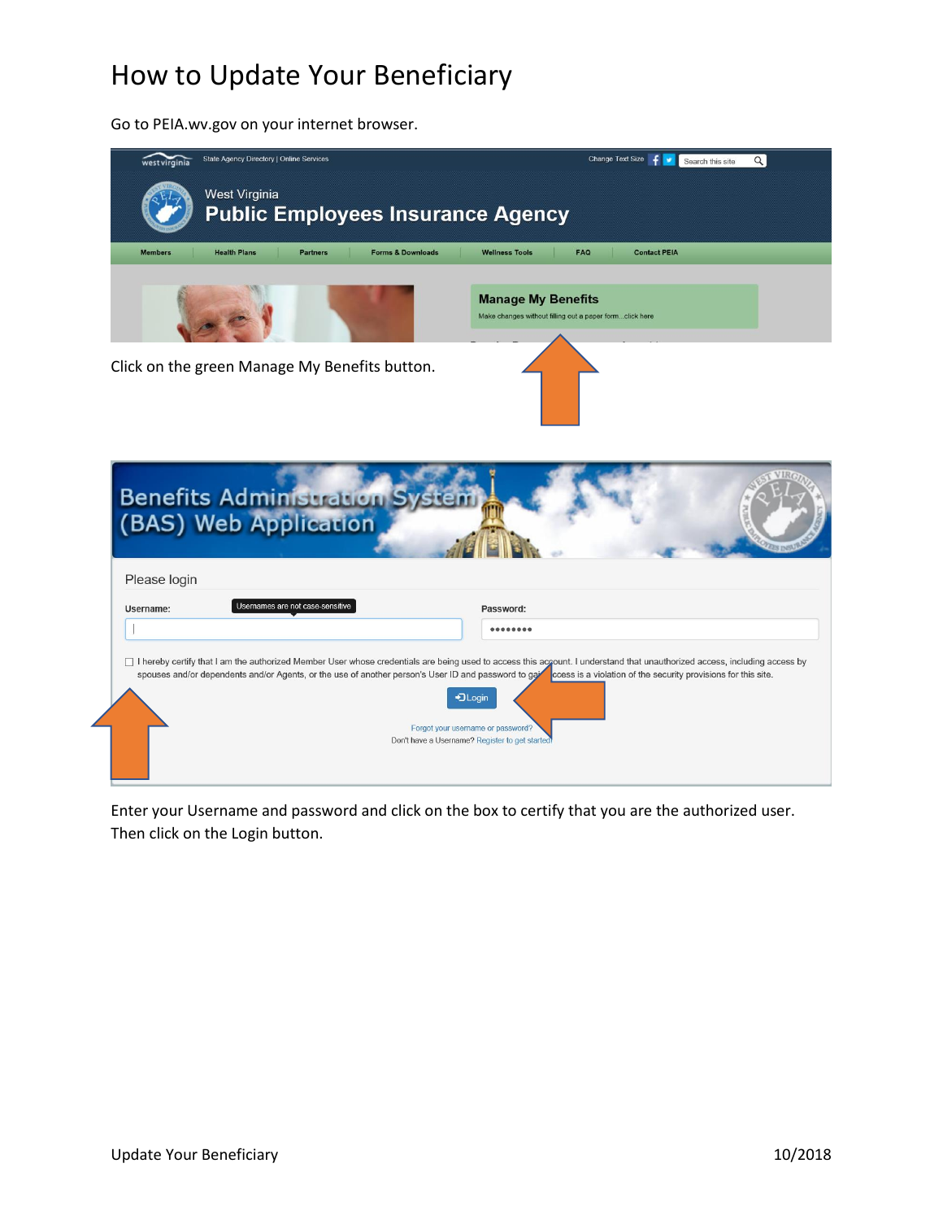# How to Update Your Beneficiary

Go to PEIA.wv.gov on your internet browser.

Click on the green Manage My Benefits button.

Enter your Username and password and click on the box to certify that you are the authorized user. Then click on the Login button.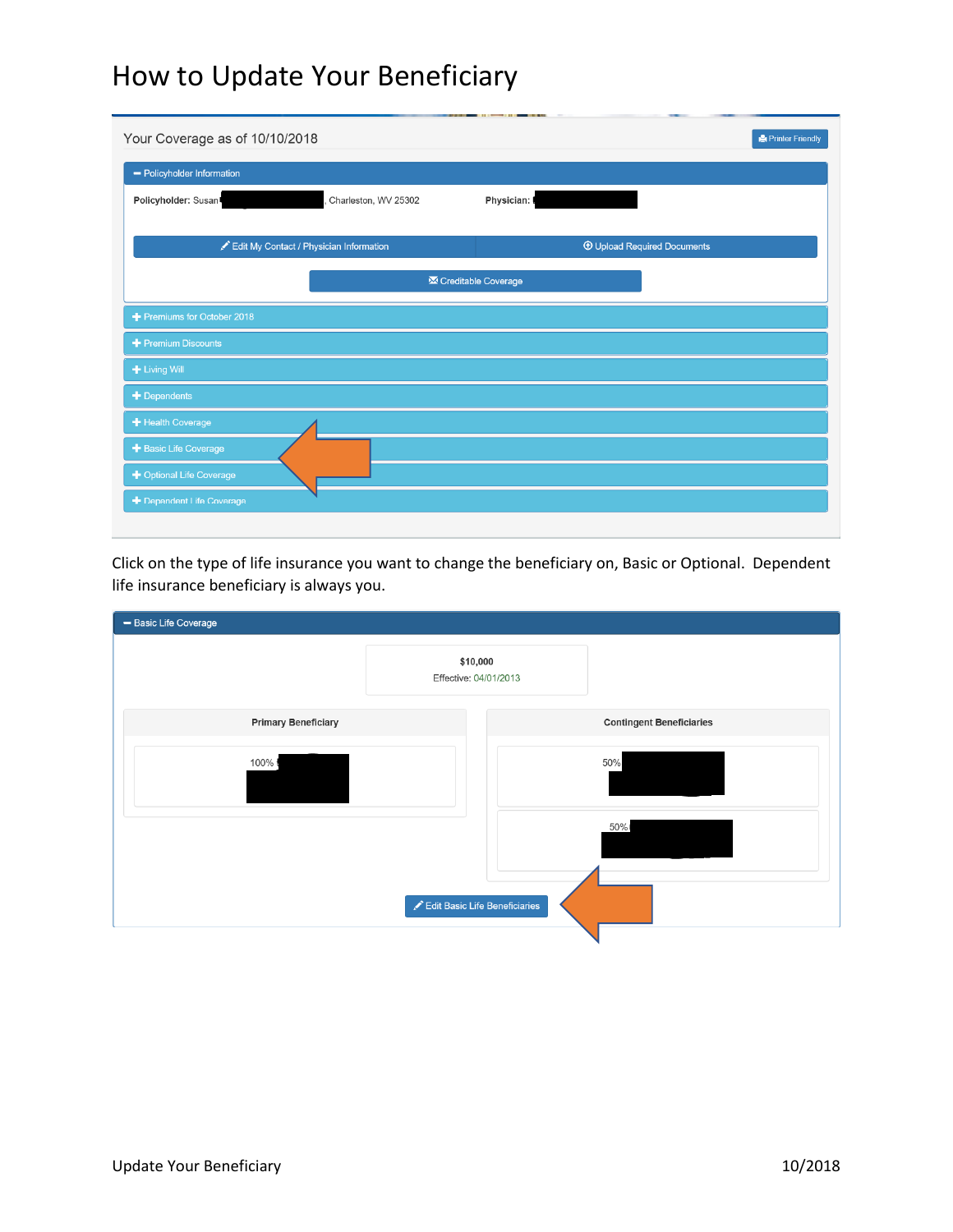# How to Update Your Beneficiary

Your Coverage as of 10/10/2018

Printer Friendly

− Policyholder Information

**Policyholder:** Susan , Charleston, WV 25302 **Physician:**

Edit My Contact / Physician Information | Upload Required Documents

Creditable Coverage

+ Premiums for October 2018

+ Premium Discounts

+ Living Will

+ Dependents

+ Health Coverage

+ Basic Life Coverage

+ Optional Life Coverage

+ Dependent Life Coverage

Click on the type of life insurance you want to change the beneficiary on, Basic or Optional. Dependent life insurance beneficiary is always you.

− Basic Life Coverage

**$10,000**

Effective: 04/01/2013

| Primary Beneficiary | Contingent Beneficiaries |
|---|---|
| 100% | 50% |
| | 50% |

Edit Basic Life Beneficiaries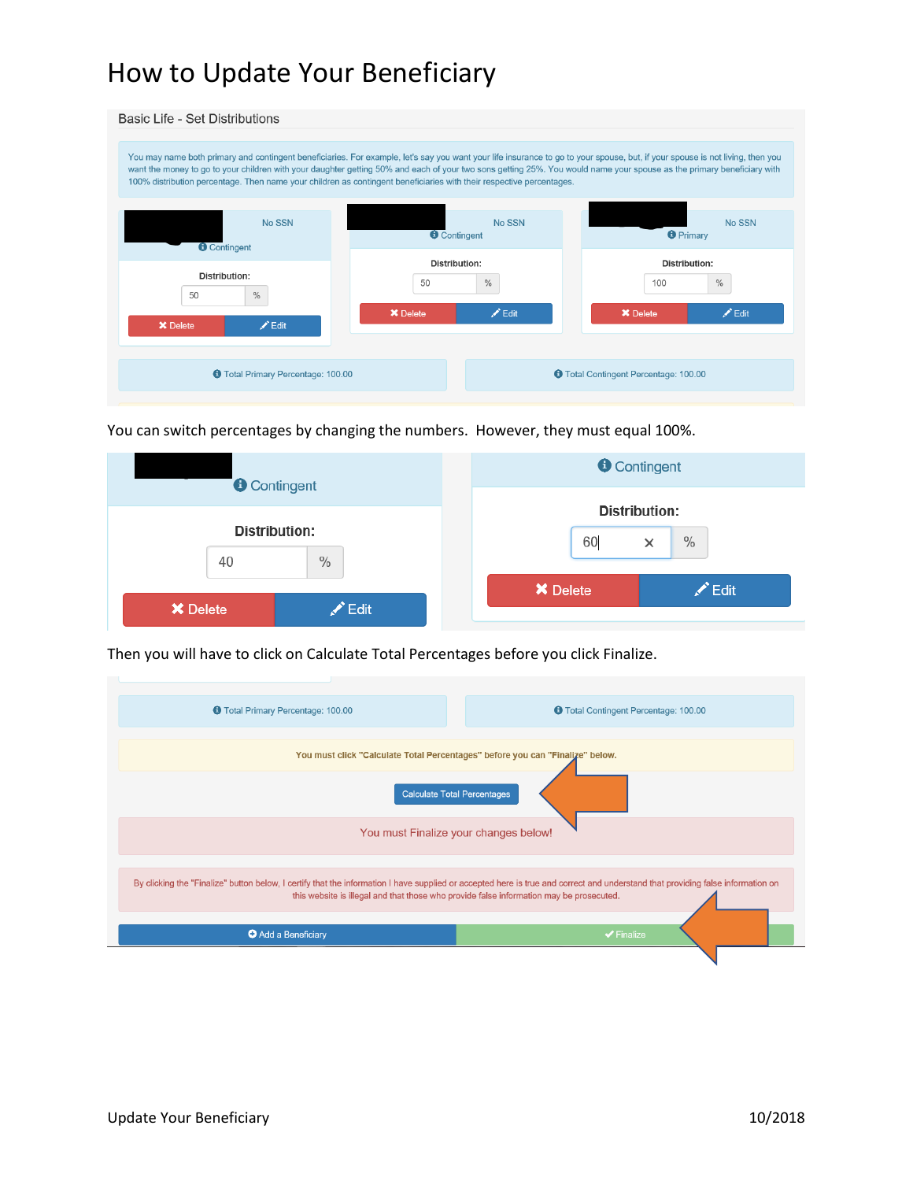# How to Update Your Beneficiary

Basic Life - Set Distributions

You may name both primary and contingent beneficiaries. For example, let's say you want your life insurance to go to your spouse, but, if your spouse is not living, then you want the money to go to your children with your daughter getting 50% and each of your two sons getting 25%. You would name your spouse as the primary beneficiary with 100% distribution percentage. Then name your children as contingent beneficiaries with their respective percentages.

No SSN
Contingent
Distribution:
50 %
Delete Edit

No SSN
Contingent
Distribution:
50 %
Delete Edit

No SSN
Primary
Distribution:
100 %
Delete Edit

Total Primary Percentage: 100.00

Total Contingent Percentage: 100.00

You can switch percentages by changing the numbers. However, they must equal 100%.

Contingent
Distribution:
40 %
Delete Edit

Contingent
Distribution:
60 %
Delete Edit

Then you will have to click on Calculate Total Percentages before you click Finalize.

Total Primary Percentage: 100.00

Total Contingent Percentage: 100.00

You must click "Calculate Total Percentages" before you can "Finalize" below.

Calculate Total Percentages

You must Finalize your changes below!

By clicking the "Finalize" button below, I certify that the information I have supplied or accepted here is true and correct and understand that providing false information on this website is illegal and that those who provide false information may be prosecuted.

Add a Beneficiary

Finalize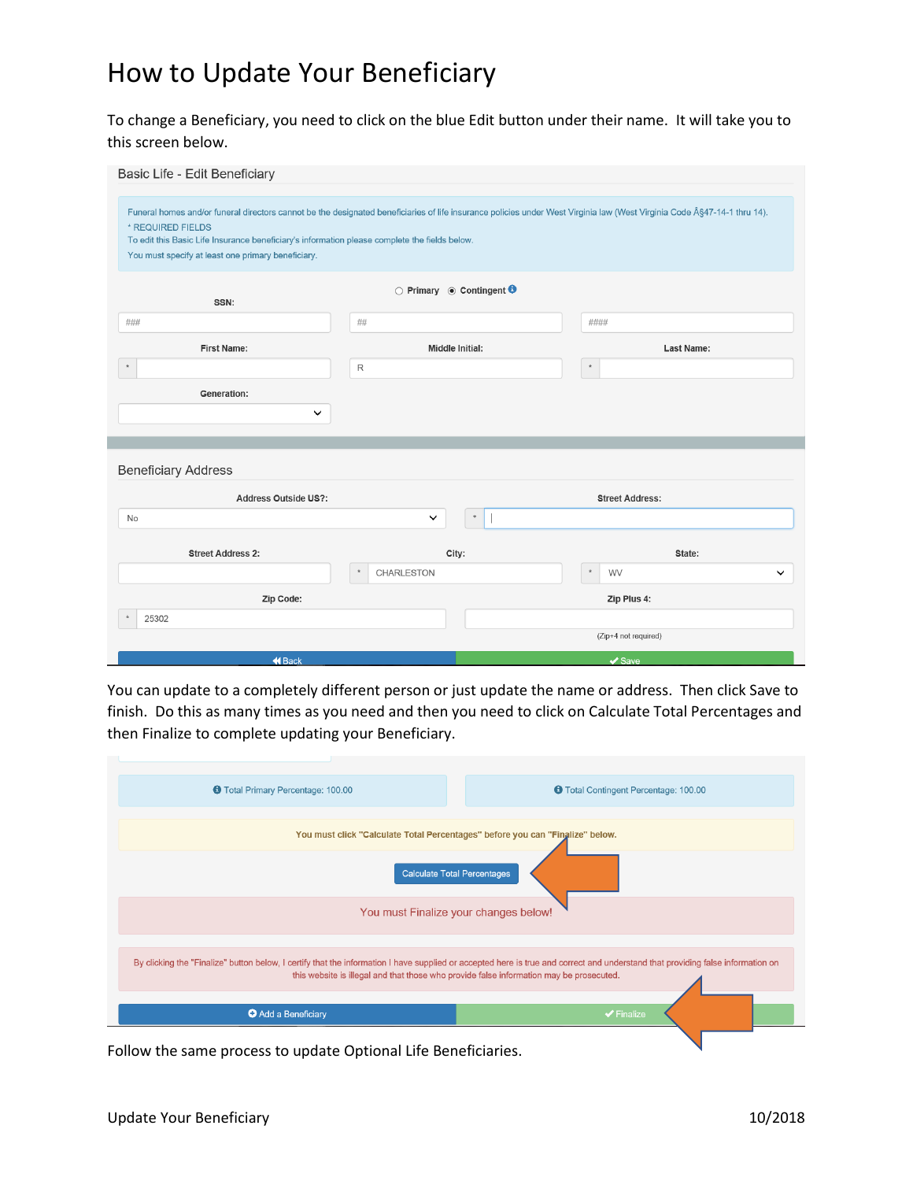# How to Update Your Beneficiary

To change a Beneficiary, you need to click on the blue Edit button under their name. It will take you to this screen below.

Basic Life - Edit Beneficiary

Funeral homes and/or funeral directors cannot be the designated beneficiaries of life insurance policies under West Virginia law (West Virginia Code Â§47-14-1 thru 14).
* REQUIRED FIELDS
To edit this Basic Life Insurance beneficiary's information please complete the fields below.
You must specify at least one primary beneficiary.

○ Primary ◉ Contingent

SSN: ### ## ####

First Name: *

Middle Initial: R

Last Name: *

Generation:

Beneficiary Address

Address Outside US?: No

Street Address: *

Street Address 2:

City: * CHARLESTON

State: * WV

Zip Code: * 25302

Zip Plus 4:

(Zip+4 not required)

Back

Save

You can update to a completely different person or just update the name or address. Then click Save to finish. Do this as many times as you need and then you need to click on Calculate Total Percentages and then Finalize to complete updating your Beneficiary.

Total Primary Percentage: 100.00

Total Contingent Percentage: 100.00

You must click "Calculate Total Percentages" before you can "Finalize" below.

Calculate Total Percentages

You must Finalize your changes below!

By clicking the "Finalize" button below, I certify that the information I have supplied or accepted here is true and correct and understand that providing false information on this website is illegal and that those who provide false information may be prosecuted.

Add a Beneficiary

Finalize

Follow the same process to update Optional Life Beneficiaries.

Update Your Beneficiary 10/2018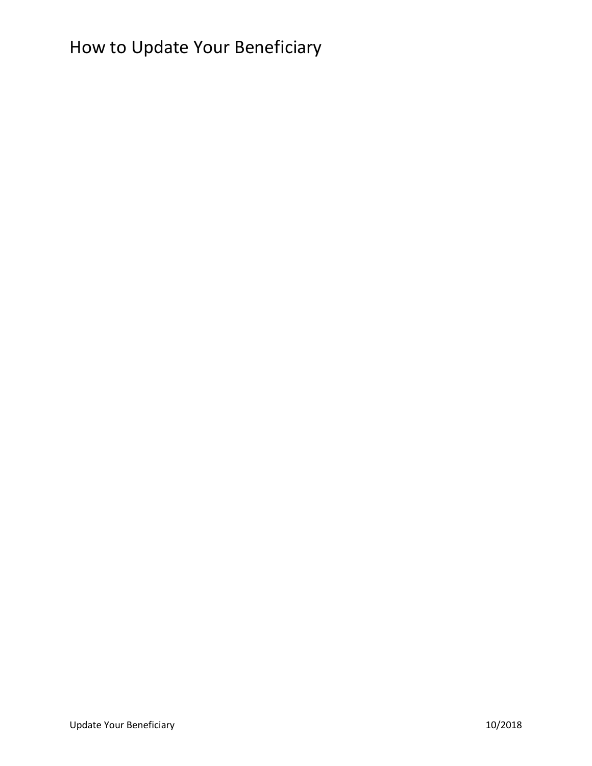# How to Update Your Beneficiary